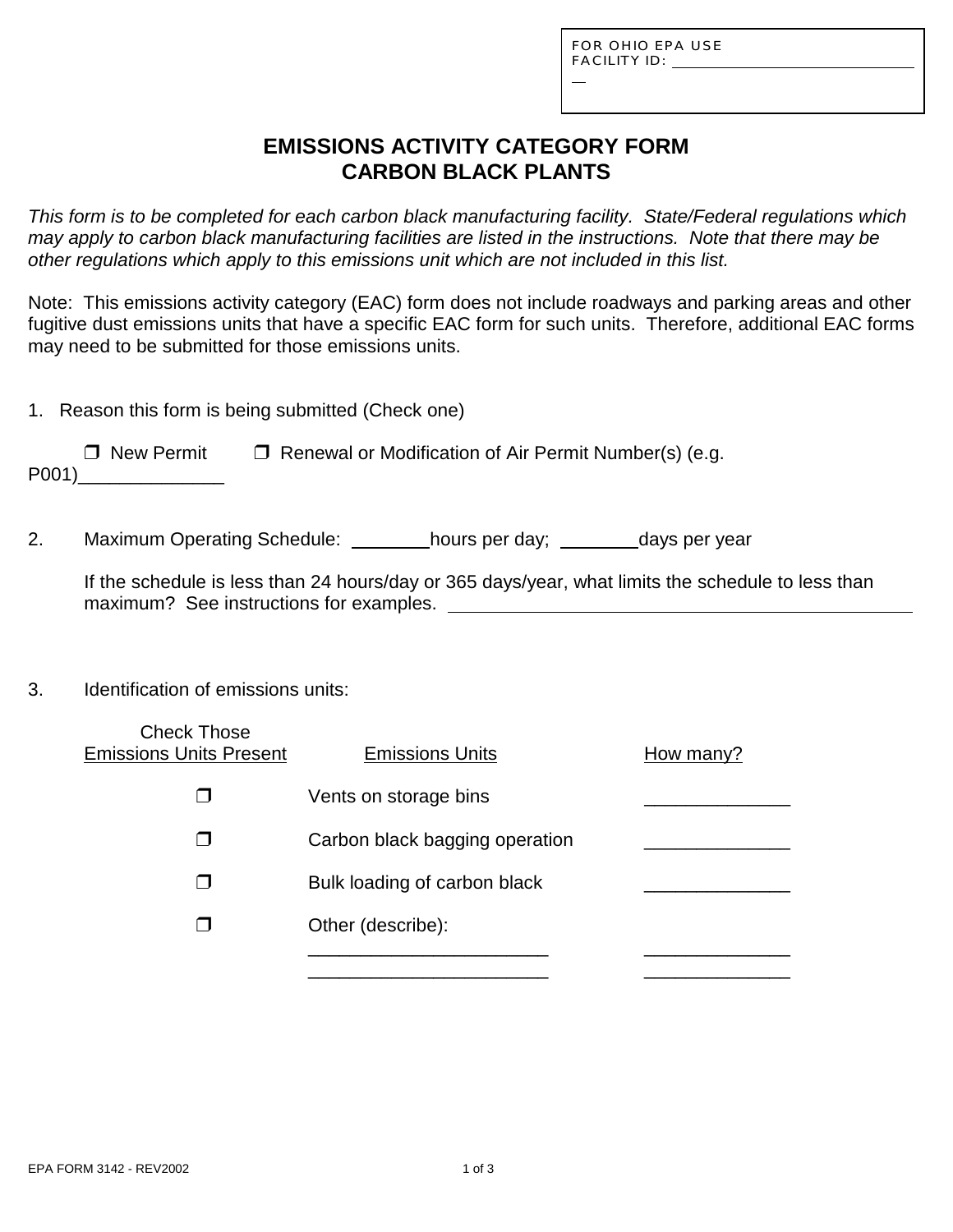FOR OHIO EPA USE
FACILITY ID: ______________________________

# EMISSIONS ACTIVITY CATEGORY FORM
# CARBON BLACK PLANTS

*This form is to be completed for each carbon black manufacturing facility. State/Federal regulations which may apply to carbon black manufacturing facilities are listed in the instructions. Note that there may be other regulations which apply to this emissions unit which are not included in this list.*

Note: This emissions activity category (EAC) form does not include roadways and parking areas and other fugitive dust emissions units that have a specific EAC form for such units. Therefore, additional EAC forms may need to be submitted for those emissions units.

1. Reason this form is being submitted (Check one)

   ❐ New Permit    ❐ Renewal or Modification of Air Permit Number(s) (e.g. P001)______________

2. Maximum Operating Schedule: ________hours per day; ________days per year

   If the schedule is less than 24 hours/day or 365 days/year, what limits the schedule to less than maximum? See instructions for examples. ________________________________________________

3. Identification of emissions units:

| Check Those Emissions Units Present | Emissions Units | How many? |
|---|---|---|
| ❐ | Vents on storage bins | ______________ |
| ❐ | Carbon black bagging operation | ______________ |
| ❐ | Bulk loading of carbon black | ______________ |
| ❐ | Other (describe): | |
| | _______________________ | ______________ |
| | _______________________ | ______________ |

EPA FORM 3142 - REV2002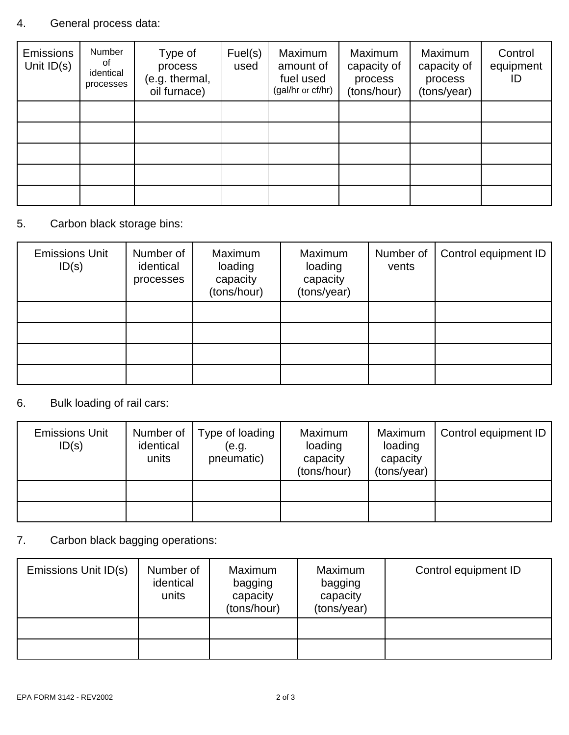4. General process data:

| Emissions Unit ID(s) | Number of identical processes | Type of process (e.g. thermal, oil furnace) | Fuel(s) used | Maximum amount of fuel used (gal/hr or cf/hr) | Maximum capacity of process (tons/hour) | Maximum capacity of process (tons/year) | Control equipment ID |
|---|---|---|---|---|---|---|---|
| | | | | | | | |
| | | | | | | | |
| | | | | | | | |
| | | | | | | | |
| | | | | | | | |

5. Carbon black storage bins:

| Emissions Unit ID(s) | Number of identical processes | Maximum loading capacity (tons/hour) | Maximum loading capacity (tons/year) | Number of vents | Control equipment ID |
|---|---|---|---|---|---|
| | | | | | |
| | | | | | |
| | | | | | |
| | | | | | |

6. Bulk loading of rail cars:

| Emissions Unit ID(s) | Number of identical units | Type of loading (e.g. pneumatic) | Maximum loading capacity (tons/hour) | Maximum loading capacity (tons/year) | Control equipment ID |
|---|---|---|---|---|---|
| | | | | | |
| | | | | | |

7. Carbon black bagging operations:

| Emissions Unit ID(s) | Number of identical units | Maximum bagging capacity (tons/hour) | Maximum bagging capacity (tons/year) | Control equipment ID |
|---|---|---|---|---|
| | | | | |
| | | | | |

EPA FORM 3142 - REV2002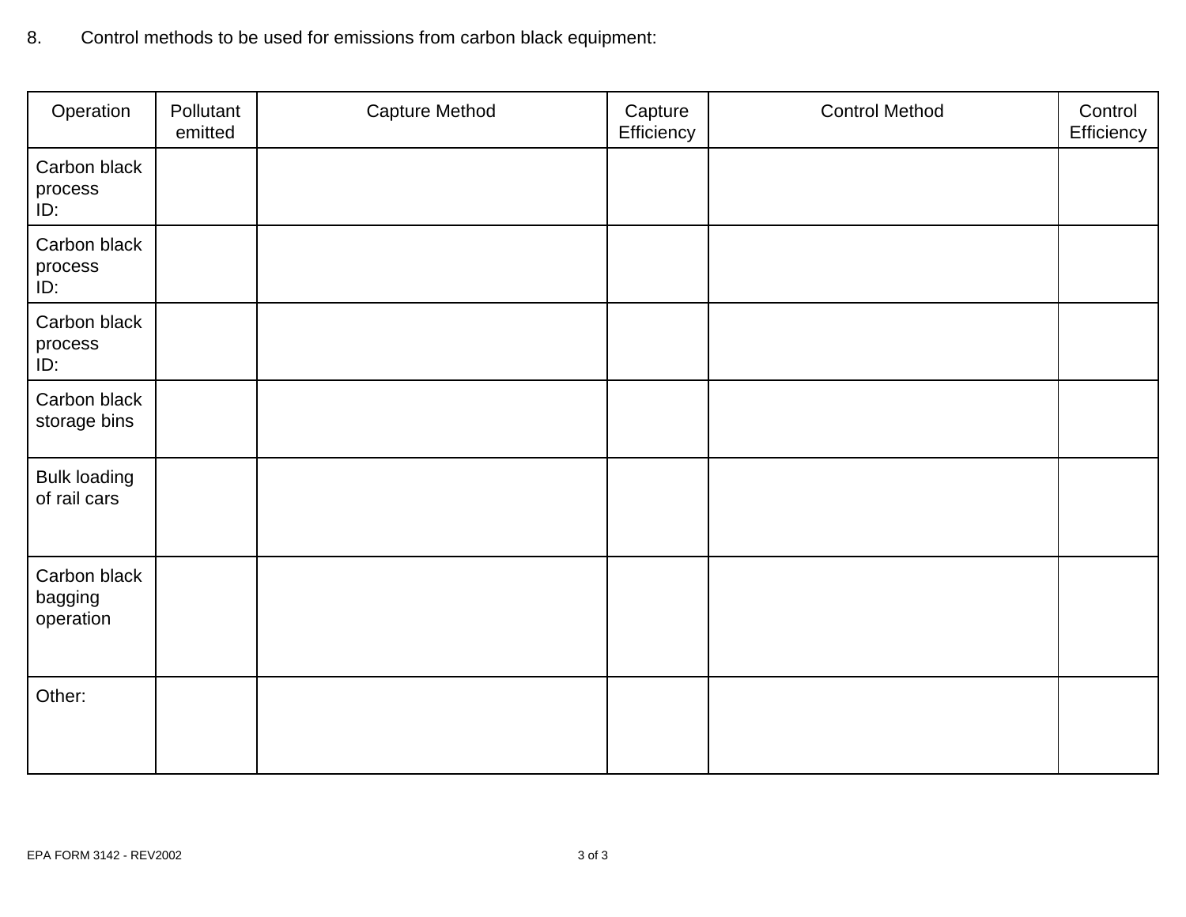8. Control methods to be used for emissions from carbon black equipment:

| Operation | Pollutant emitted | Capture Method | Capture Efficiency | Control Method | Control Efficiency |
|---|---|---|---|---|---|
| Carbon black process ID: | | | | | |
| Carbon black process ID: | | | | | |
| Carbon black process ID: | | | | | |
| Carbon black storage bins | | | | | |
| Bulk loading of rail cars | | | | | |
| Carbon black bagging operation | | | | | |
| Other: | | | | | |

EPA FORM 3142 - REV2002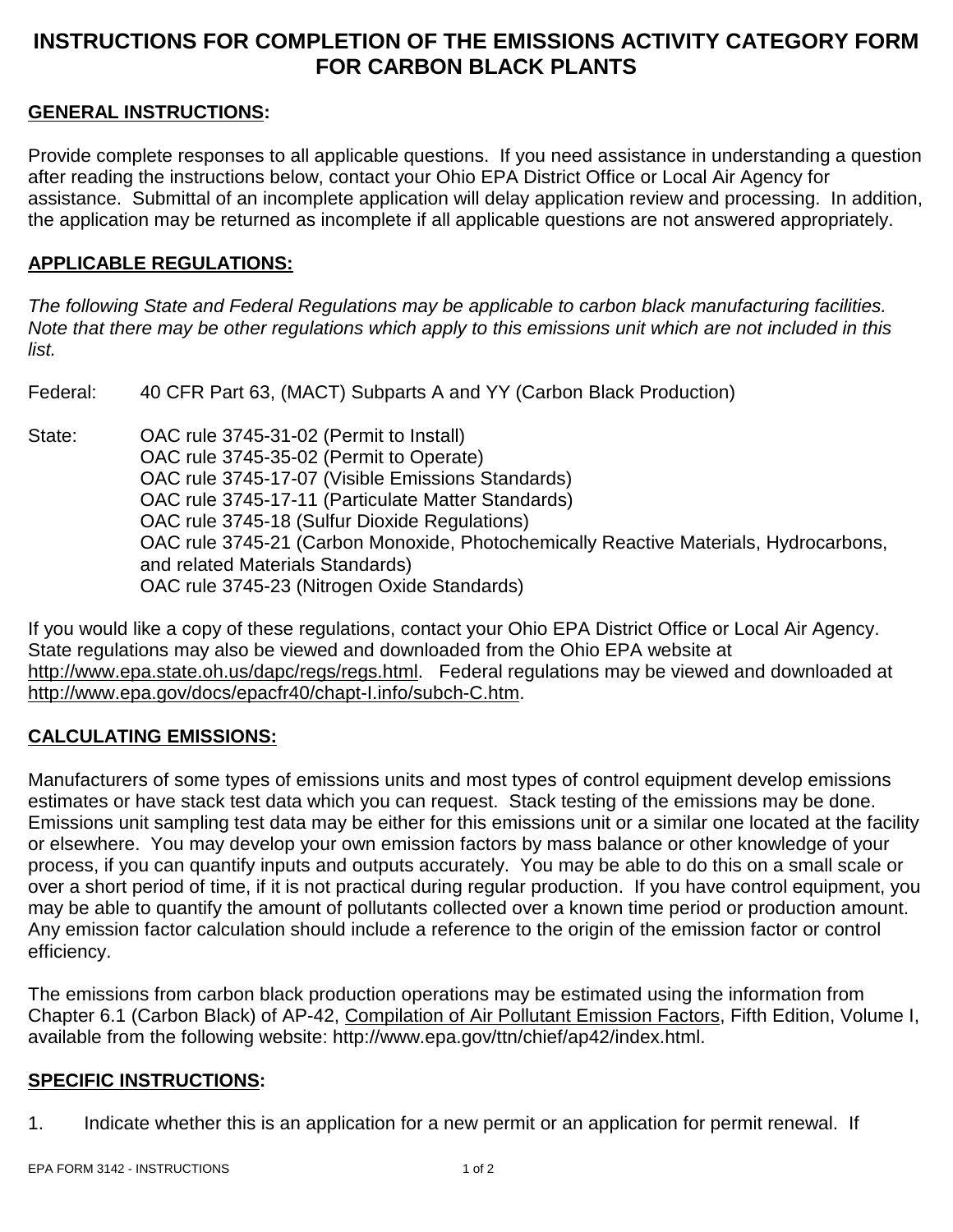# INSTRUCTIONS FOR COMPLETION OF THE EMISSIONS ACTIVITY CATEGORY FORM FOR CARBON BLACK PLANTS

**GENERAL INSTRUCTIONS:**

Provide complete responses to all applicable questions. If you need assistance in understanding a question after reading the instructions below, contact your Ohio EPA District Office or Local Air Agency for assistance. Submittal of an incomplete application will delay application review and processing. In addition, the application may be returned as incomplete if all applicable questions are not answered appropriately.

**APPLICABLE REGULATIONS:**

*The following State and Federal Regulations may be applicable to carbon black manufacturing facilities. Note that there may be other regulations which apply to this emissions unit which are not included in this list.*

Federal: 40 CFR Part 63, (MACT) Subparts A and YY (Carbon Black Production)

State: OAC rule 3745-31-02 (Permit to Install)
OAC rule 3745-35-02 (Permit to Operate)
OAC rule 3745-17-07 (Visible Emissions Standards)
OAC rule 3745-17-11 (Particulate Matter Standards)
OAC rule 3745-18 (Sulfur Dioxide Regulations)
OAC rule 3745-21 (Carbon Monoxide, Photochemically Reactive Materials, Hydrocarbons, and related Materials Standards)
OAC rule 3745-23 (Nitrogen Oxide Standards)

If you would like a copy of these regulations, contact your Ohio EPA District Office or Local Air Agency. State regulations may also be viewed and downloaded from the Ohio EPA website at http://www.epa.state.oh.us/dapc/regs/regs.html. Federal regulations may be viewed and downloaded at http://www.epa.gov/docs/epacfr40/chapt-I.info/subch-C.htm.

**CALCULATING EMISSIONS:**

Manufacturers of some types of emissions units and most types of control equipment develop emissions estimates or have stack test data which you can request. Stack testing of the emissions may be done. Emissions unit sampling test data may be either for this emissions unit or a similar one located at the facility or elsewhere. You may develop your own emission factors by mass balance or other knowledge of your process, if you can quantify inputs and outputs accurately. You may be able to do this on a small scale or over a short period of time, if it is not practical during regular production. If you have control equipment, you may be able to quantify the amount of pollutants collected over a known time period or production amount. Any emission factor calculation should include a reference to the origin of the emission factor or control efficiency.

The emissions from carbon black production operations may be estimated using the information from Chapter 6.1 (Carbon Black) of AP-42, Compilation of Air Pollutant Emission Factors, Fifth Edition, Volume I, available from the following website: http://www.epa.gov/ttn/chief/ap42/index.html.

**SPECIFIC INSTRUCTIONS:**

1. Indicate whether this is an application for a new permit or an application for permit renewal. If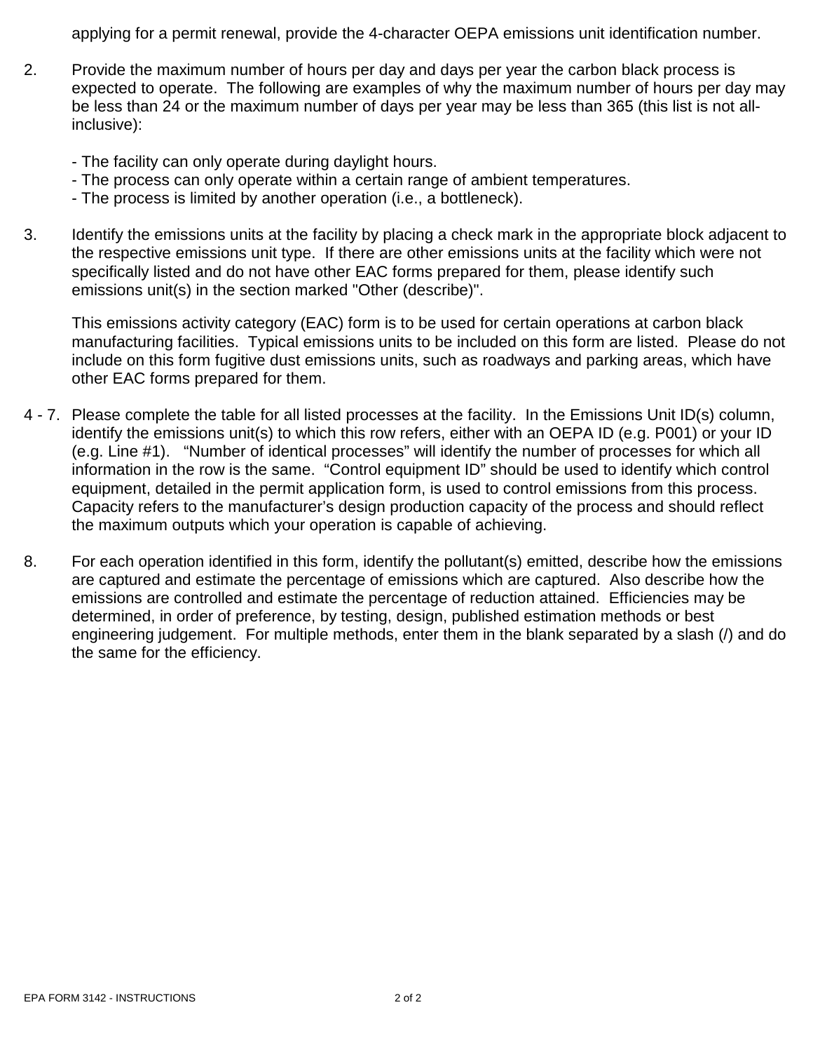applying for a permit renewal, provide the 4-character OEPA emissions unit identification number.

2. Provide the maximum number of hours per day and days per year the carbon black process is expected to operate. The following are examples of why the maximum number of hours per day may be less than 24 or the maximum number of days per year may be less than 365 (this list is not all-inclusive):

   - The facility can only operate during daylight hours.
   - The process can only operate within a certain range of ambient temperatures.
   - The process is limited by another operation (i.e., a bottleneck).

3. Identify the emissions units at the facility by placing a check mark in the appropriate block adjacent to the respective emissions unit type. If there are other emissions units at the facility which were not specifically listed and do not have other EAC forms prepared for them, please identify such emissions unit(s) in the section marked "Other (describe)".

   This emissions activity category (EAC) form is to be used for certain operations at carbon black manufacturing facilities. Typical emissions units to be included on this form are listed. Please do not include on this form fugitive dust emissions units, such as roadways and parking areas, which have other EAC forms prepared for them.

4 - 7. Please complete the table for all listed processes at the facility. In the Emissions Unit ID(s) column, identify the emissions unit(s) to which this row refers, either with an OEPA ID (e.g. P001) or your ID (e.g. Line #1). "Number of identical processes" will identify the number of processes for which all information in the row is the same. "Control equipment ID" should be used to identify which control equipment, detailed in the permit application form, is used to control emissions from this process. Capacity refers to the manufacturer's design production capacity of the process and should reflect the maximum outputs which your operation is capable of achieving.

8. For each operation identified in this form, identify the pollutant(s) emitted, describe how the emissions are captured and estimate the percentage of emissions which are captured. Also describe how the emissions are controlled and estimate the percentage of reduction attained. Efficiencies may be determined, in order of preference, by testing, design, published estimation methods or best engineering judgement. For multiple methods, enter them in the blank separated by a slash (/) and do the same for the efficiency.